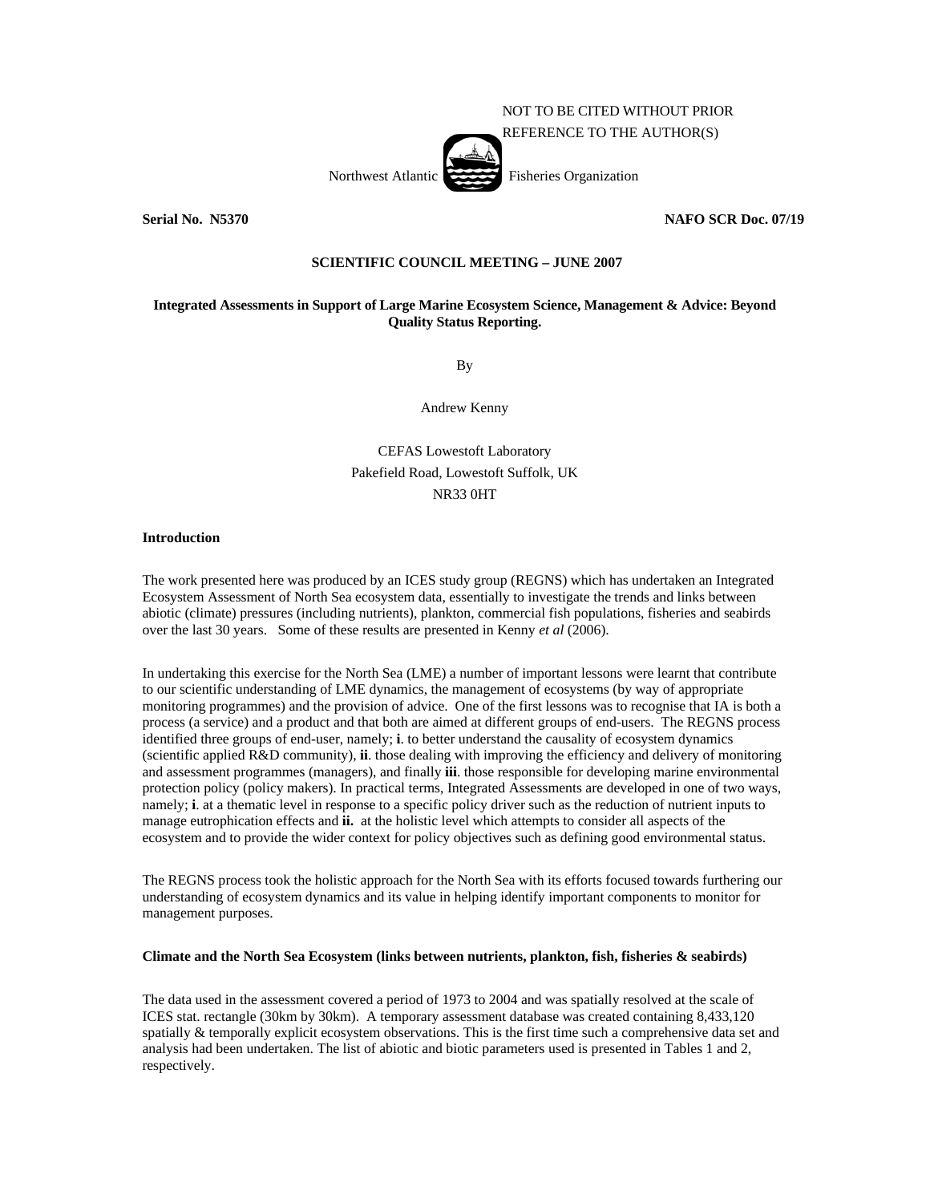NOT TO BE CITED WITHOUT PRIOR REFERENCE TO THE AUTHOR(S)

Northwest Atlantic Fisheries Organization

**Serial No. N5370** **NAFO SCR Doc. 07/19**

**SCIENTIFIC COUNCIL MEETING – JUNE 2007**

# Integrated Assessments in Support of Large Marine Ecosystem Science, Management & Advice: Beyond Quality Status Reporting.

By

Andrew Kenny

CEFAS Lowestoft Laboratory
Pakefield Road, Lowestoft Suffolk, UK
NR33 0HT

## Introduction

The work presented here was produced by an ICES study group (REGNS) which has undertaken an Integrated Ecosystem Assessment of North Sea ecosystem data, essentially to investigate the trends and links between abiotic (climate) pressures (including nutrients), plankton, commercial fish populations, fisheries and seabirds over the last 30 years. Some of these results are presented in Kenny *et al* (2006).

In undertaking this exercise for the North Sea (LME) a number of important lessons were learnt that contribute to our scientific understanding of LME dynamics, the management of ecosystems (by way of appropriate monitoring programmes) and the provision of advice. One of the first lessons was to recognise that IA is both a process (a service) and a product and that both are aimed at different groups of end-users. The REGNS process identified three groups of end-user, namely; **i**. to better understand the causality of ecosystem dynamics (scientific applied R&D community), **ii**. those dealing with improving the efficiency and delivery of monitoring and assessment programmes (managers), and finally **iii**. those responsible for developing marine environmental protection policy (policy makers). In practical terms, Integrated Assessments are developed in one of two ways, namely; **i**. at a thematic level in response to a specific policy driver such as the reduction of nutrient inputs to manage eutrophication effects and **ii.** at the holistic level which attempts to consider all aspects of the ecosystem and to provide the wider context for policy objectives such as defining good environmental status.

The REGNS process took the holistic approach for the North Sea with its efforts focused towards furthering our understanding of ecosystem dynamics and its value in helping identify important components to monitor for management purposes.

## Climate and the North Sea Ecosystem (links between nutrients, plankton, fish, fisheries & seabirds)

The data used in the assessment covered a period of 1973 to 2004 and was spatially resolved at the scale of ICES stat. rectangle (30km by 30km). A temporary assessment database was created containing 8,433,120 spatially & temporally explicit ecosystem observations. This is the first time such a comprehensive data set and analysis had been undertaken. The list of abiotic and biotic parameters used is presented in Tables 1 and 2, respectively.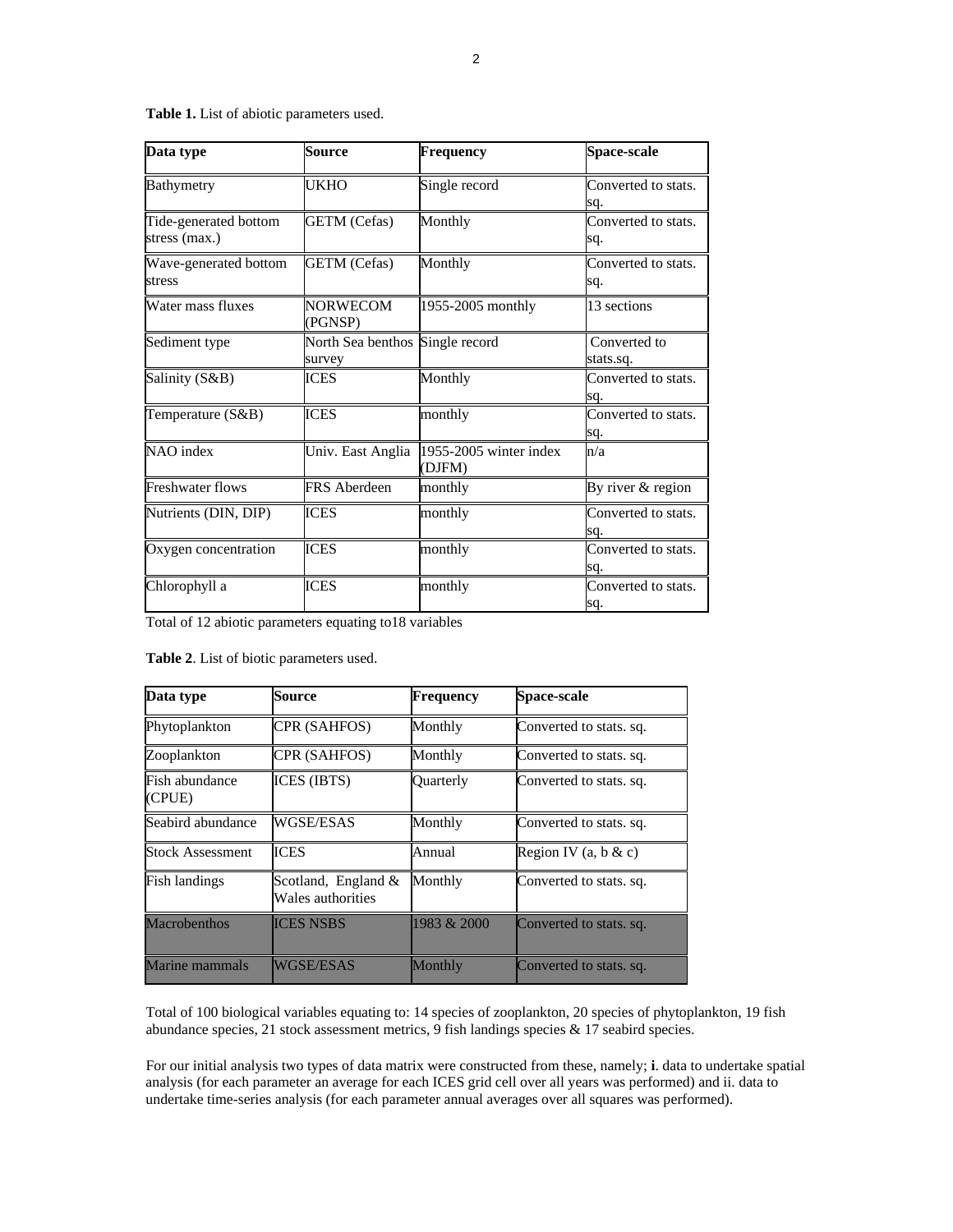**Table 1.** List of abiotic parameters used.

| Data type | Source | Frequency | Space-scale |
|---|---|---|---|
| Bathymetry | UKHO | Single record | Converted to stats. sq. |
| Tide-generated bottom stress (max.) | GETM (Cefas) | Monthly | Converted to stats. sq. |
| Wave-generated bottom stress | GETM (Cefas) | Monthly | Converted to stats. sq. |
| Water mass fluxes | NORWECOM (PGNSP) | 1955-2005 monthly | 13 sections |
| Sediment type | North Sea benthos survey | Single record | Converted to stats.sq. |
| Salinity (S&B) | ICES | Monthly | Converted to stats. sq. |
| Temperature (S&B) | ICES | monthly | Converted to stats. sq. |
| NAO index | Univ. East Anglia | 1955-2005 winter index (DJFM) | n/a |
| Freshwater flows | FRS Aberdeen | monthly | By river & region |
| Nutrients (DIN, DIP) | ICES | monthly | Converted to stats. sq. |
| Oxygen concentration | ICES | monthly | Converted to stats. sq. |
| Chlorophyll a | ICES | monthly | Converted to stats. sq. |

Total of 12 abiotic parameters equating to18 variables

**Table 2**. List of biotic parameters used.

| Data type | Source | Frequency | Space-scale |
|---|---|---|---|
| Phytoplankton | CPR (SAHFOS) | Monthly | Converted to stats. sq. |
| Zooplankton | CPR (SAHFOS) | Monthly | Converted to stats. sq. |
| Fish abundance (CPUE) | ICES (IBTS) | Quarterly | Converted to stats. sq. |
| Seabird abundance | WGSE/ESAS | Monthly | Converted to stats. sq. |
| Stock Assessment | ICES | Annual | Region IV (a, b & c) |
| Fish landings | Scotland, England & Wales authorities | Monthly | Converted to stats. sq. |
| Macrobenthos | ICES NSBS | 1983 & 2000 | Converted to stats. sq. |
| Marine mammals | WGSE/ESAS | Monthly | Converted to stats. sq. |

Total of 100 biological variables equating to: 14 species of zooplankton, 20 species of phytoplankton, 19 fish abundance species, 21 stock assessment metrics, 9 fish landings species & 17 seabird species.

For our initial analysis two types of data matrix were constructed from these, namely; **i**. data to undertake spatial analysis (for each parameter an average for each ICES grid cell over all years was performed) and ii. data to undertake time-series analysis (for each parameter annual averages over all squares was performed).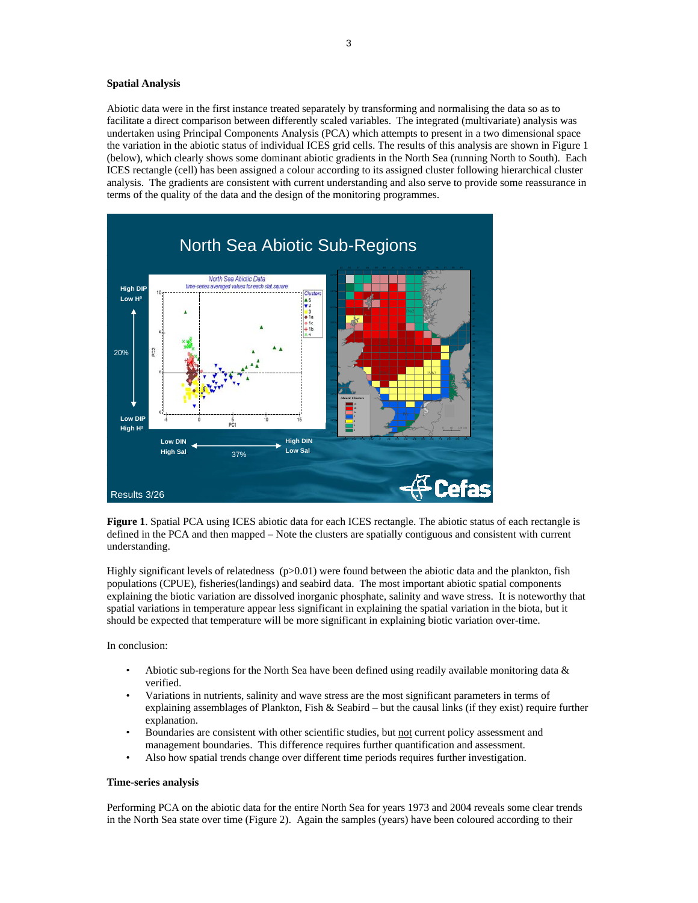## Spatial Analysis

Abiotic data were in the first instance treated separately by transforming and normalising the data so as to facilitate a direct comparison between differently scaled variables. The integrated (multivariate) analysis was undertaken using Principal Components Analysis (PCA) which attempts to present in a two dimensional space the variation in the abiotic status of individual ICES grid cells. The results of this analysis are shown in Figure 1 (below), which clearly shows some dominant abiotic gradients in the North Sea (running North to South). Each ICES rectangle (cell) has been assigned a colour according to its assigned cluster following hierarchical cluster analysis. The gradients are consistent with current understanding and also serve to provide some reassurance in terms of the quality of the data and the design of the monitoring programmes.

**Figure 1**. Spatial PCA using ICES abiotic data for each ICES rectangle. The abiotic status of each rectangle is defined in the PCA and then mapped – Note the clusters are spatially contiguous and consistent with current understanding.

Highly significant levels of relatedness ($p>0.01$) were found between the abiotic data and the plankton, fish populations (CPUE), fisheries(landings) and seabird data. The most important abiotic spatial components explaining the biotic variation are dissolved inorganic phosphate, salinity and wave stress. It is noteworthy that spatial variations in temperature appear less significant in explaining the spatial variation in the biota, but it should be expected that temperature will be more significant in explaining biotic variation over-time.

In conclusion:

- Abiotic sub-regions for the North Sea have been defined using readily available monitoring data & verified.
- Variations in nutrients, salinity and wave stress are the most significant parameters in terms of explaining assemblages of Plankton, Fish & Seabird – but the causal links (if they exist) require further explanation.
- Boundaries are consistent with other scientific studies, but not current policy assessment and management boundaries. This difference requires further quantification and assessment.
- Also how spatial trends change over different time periods requires further investigation.

## Time-series analysis

Performing PCA on the abiotic data for the entire North Sea for years 1973 and 2004 reveals some clear trends in the North Sea state over time (Figure 2). Again the samples (years) have been coloured according to their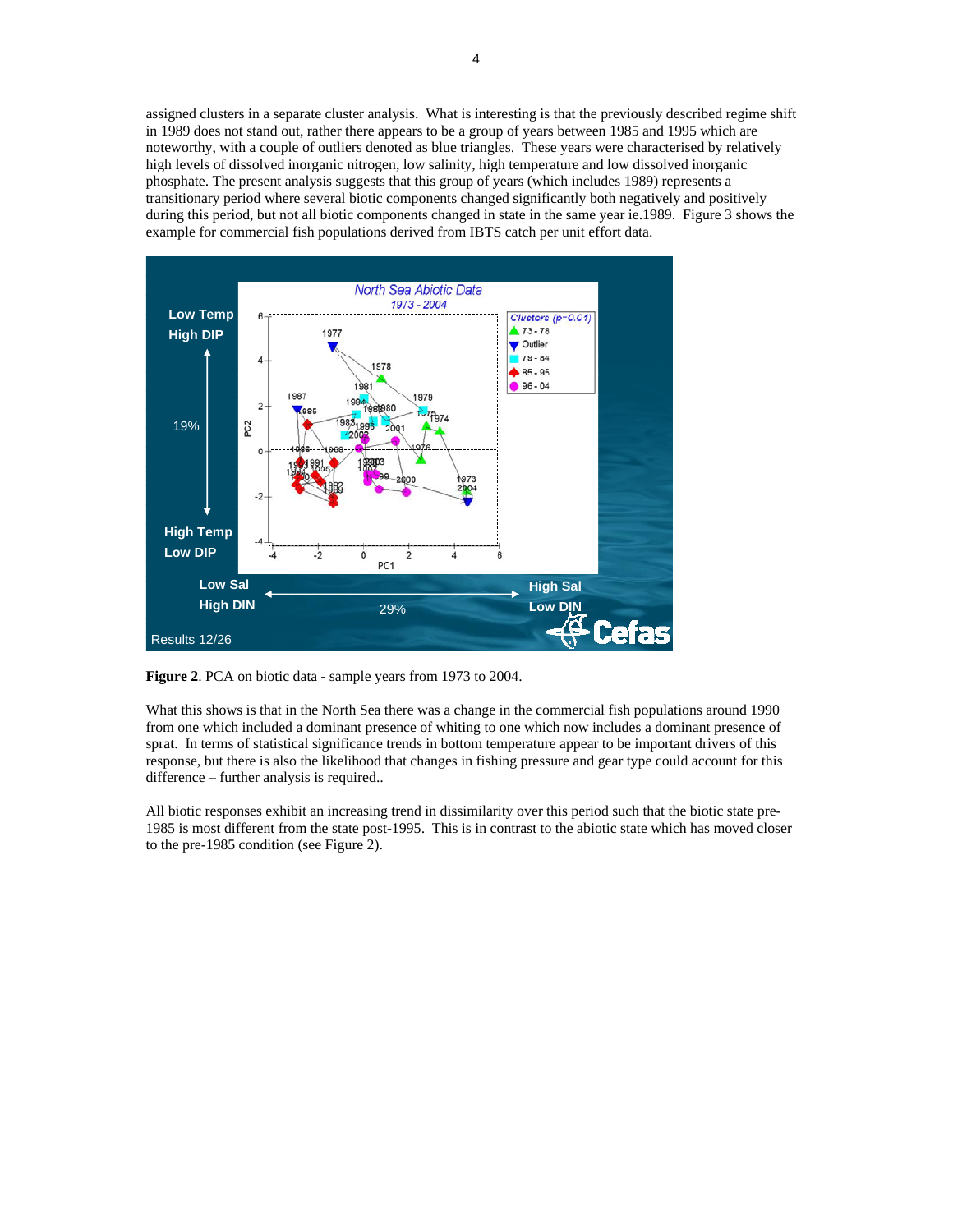assigned clusters in a separate cluster analysis. What is interesting is that the previously described regime shift in 1989 does not stand out, rather there appears to be a group of years between 1985 and 1995 which are noteworthy, with a couple of outliers denoted as blue triangles. These years were characterised by relatively high levels of dissolved inorganic nitrogen, low salinity, high temperature and low dissolved inorganic phosphate. The present analysis suggests that this group of years (which includes 1989) represents a transitionary period where several biotic components changed significantly both negatively and positively during this period, but not all biotic components changed in state in the same year ie.1989. Figure 3 shows the example for commercial fish populations derived from IBTS catch per unit effort data.

**Figure 2**. PCA on biotic data - sample years from 1973 to 2004.

What this shows is that in the North Sea there was a change in the commercial fish populations around 1990 from one which included a dominant presence of whiting to one which now includes a dominant presence of sprat. In terms of statistical significance trends in bottom temperature appear to be important drivers of this response, but there is also the likelihood that changes in fishing pressure and gear type could account for this difference – further analysis is required..

All biotic responses exhibit an increasing trend in dissimilarity over this period such that the biotic state pre-1985 is most different from the state post-1995. This is in contrast to the abiotic state which has moved closer to the pre-1985 condition (see Figure 2).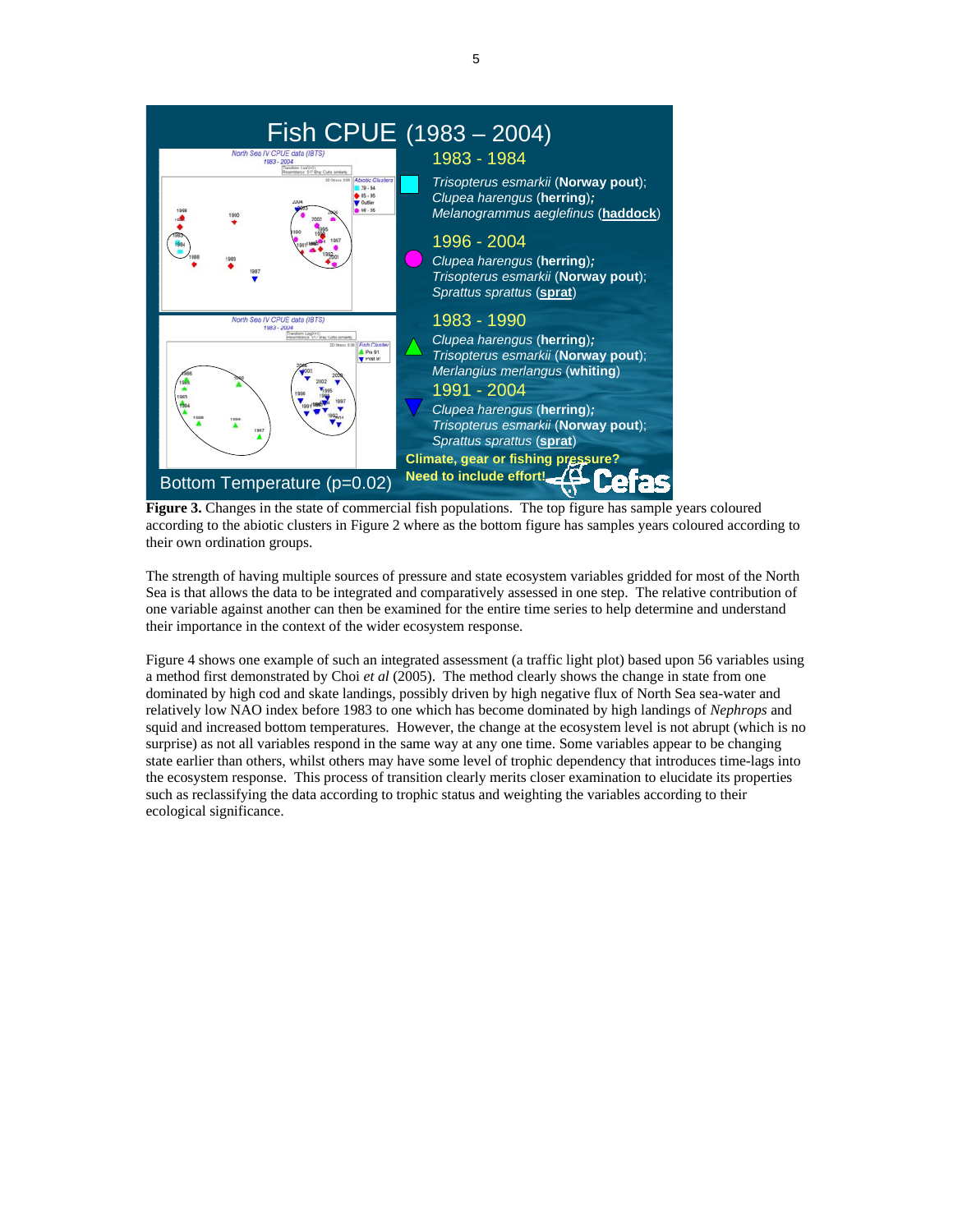**Figure 3.** Changes in the state of commercial fish populations. The top figure has sample years coloured according to the abiotic clusters in Figure 2 where as the bottom figure has samples years coloured according to their own ordination groups.

The strength of having multiple sources of pressure and state ecosystem variables gridded for most of the North Sea is that allows the data to be integrated and comparatively assessed in one step. The relative contribution of one variable against another can then be examined for the entire time series to help determine and understand their importance in the context of the wider ecosystem response.

Figure 4 shows one example of such an integrated assessment (a traffic light plot) based upon 56 variables using a method first demonstrated by Choi *et al* (2005). The method clearly shows the change in state from one dominated by high cod and skate landings, possibly driven by high negative flux of North Sea sea-water and relatively low NAO index before 1983 to one which has become dominated by high landings of *Nephrops* and squid and increased bottom temperatures. However, the change at the ecosystem level is not abrupt (which is no surprise) as not all variables respond in the same way at any one time. Some variables appear to be changing state earlier than others, whilst others may have some level of trophic dependency that introduces time-lags into the ecosystem response. This process of transition clearly merits closer examination to elucidate its properties such as reclassifying the data according to trophic status and weighting the variables according to their ecological significance.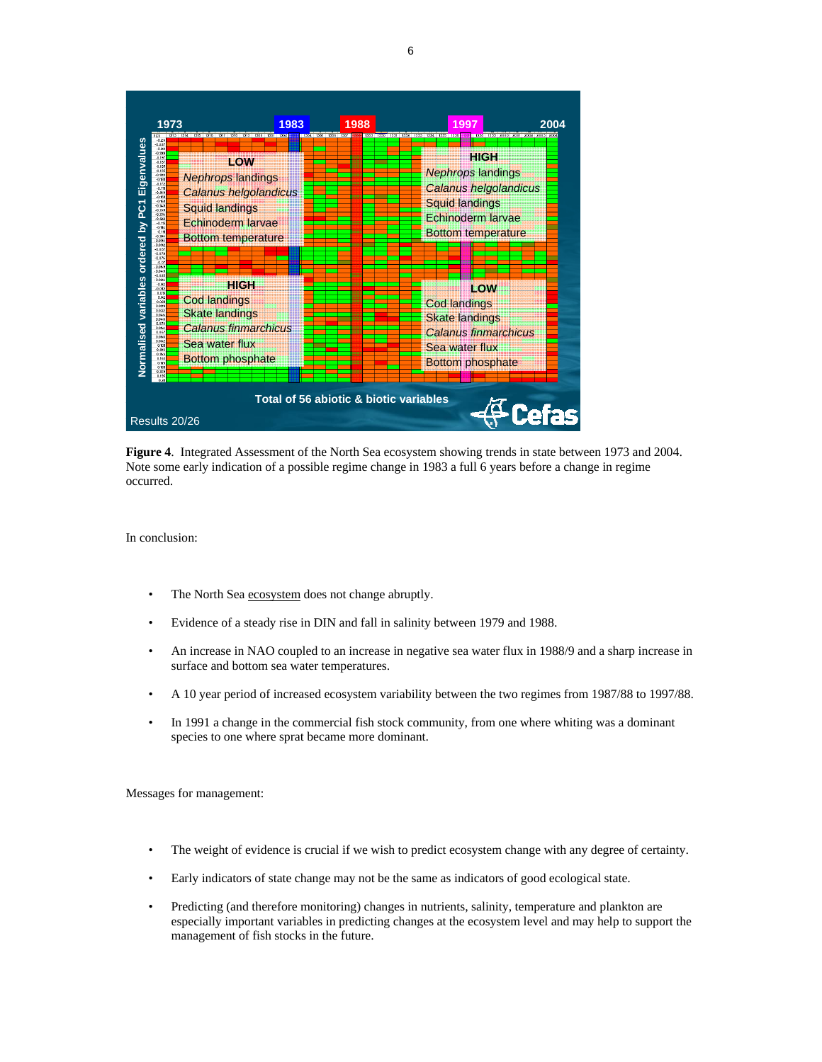1973
1983
1988
1997
2004

Normalised variables ordered by PC1 Eigenvalues

LOW
*Nephrops* landings
*Calanus helgolandicus*
Squid landings
Echinoderm larvae
Bottom temperature

HIGH
Cod landings
Skate landings
*Calanus finmarchicus*
Sea water flux
Bottom phosphate

HIGH
*Nephrops* landings
*Calanus helgolandicus*
Squid landings
Echinoderm larvae
Bottom temperature

LOW
Cod landings
Skate landings
*Calanus finmarchicus*
Sea water flux
Bottom phosphate

Total of 56 abiotic & biotic variables

Results 20/26

Cefas

**Figure 4**. Integrated Assessment of the North Sea ecosystem showing trends in state between 1973 and 2004. Note some early indication of a possible regime change in 1983 a full 6 years before a change in regime occurred.

In conclusion:

- The North Sea ecosystem does not change abruptly.
- Evidence of a steady rise in DIN and fall in salinity between 1979 and 1988.
- An increase in NAO coupled to an increase in negative sea water flux in 1988/9 and a sharp increase in surface and bottom sea water temperatures.
- A 10 year period of increased ecosystem variability between the two regimes from 1987/88 to 1997/88.
- In 1991 a change in the commercial fish stock community, from one where whiting was a dominant species to one where sprat became more dominant.

Messages for management:

- The weight of evidence is crucial if we wish to predict ecosystem change with any degree of certainty.
- Early indicators of state change may not be the same as indicators of good ecological state.
- Predicting (and therefore monitoring) changes in nutrients, salinity, temperature and plankton are especially important variables in predicting changes at the ecosystem level and may help to support the management of fish stocks in the future.